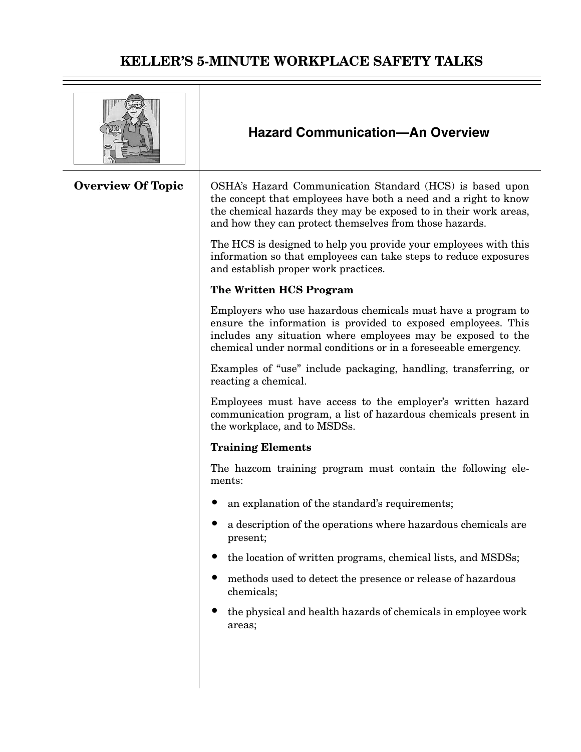# KELLER'S 5-MINUTE WORKPLACE SAFETY TALKS

## Hazard Communication—An Overview

### Overview Of Topic

OSHA's Hazard Communication Standard (HCS) is based upon the concept that employees have both a need and a right to know the chemical hazards they may be exposed to in their work areas, and how they can protect themselves from those hazards.

The HCS is designed to help you provide your employees with this information so that employees can take steps to reduce exposures and establish proper work practices.

**The Written HCS Program**

Employers who use hazardous chemicals must have a program to ensure the information is provided to exposed employees. This includes any situation where employees may be exposed to the chemical under normal conditions or in a foreseeable emergency.

Examples of "use" include packaging, handling, transferring, or reacting a chemical.

Employees must have access to the employer's written hazard communication program, a list of hazardous chemicals present in the workplace, and to MSDSs.

**Training Elements**

The hazcom training program must contain the following elements:

- an explanation of the standard's requirements;
- a description of the operations where hazardous chemicals are present;
- the location of written programs, chemical lists, and MSDSs;
- methods used to detect the presence or release of hazardous chemicals;
- the physical and health hazards of chemicals in employee work areas;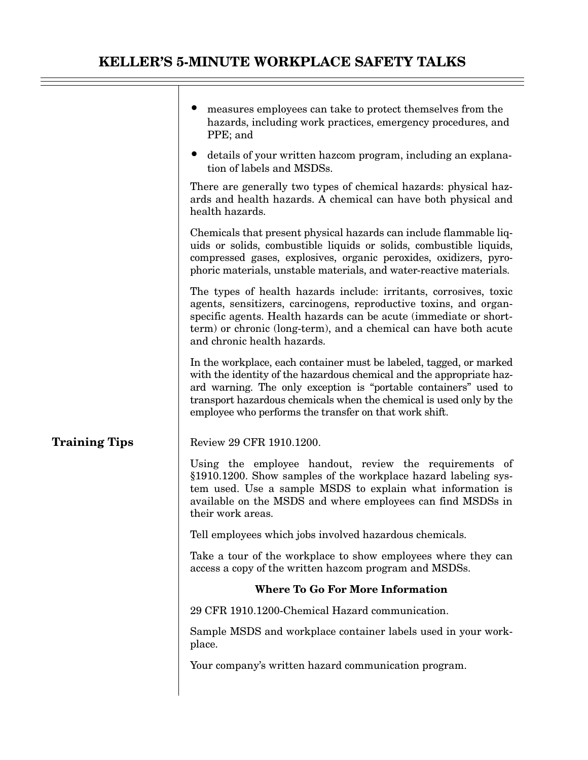- measures employees can take to protect themselves from the hazards, including work practices, emergency procedures, and PPE; and
- details of your written hazcom program, including an explanation of labels and MSDSs.

There are generally two types of chemical hazards: physical hazards and health hazards. A chemical can have both physical and health hazards.

Chemicals that present physical hazards can include flammable liquids or solids, combustible liquids or solids, combustible liquids, compressed gases, explosives, organic peroxides, oxidizers, pyrophoric materials, unstable materials, and water-reactive materials.

The types of health hazards include: irritants, corrosives, toxic agents, sensitizers, carcinogens, reproductive toxins, and organ-specific agents. Health hazards can be acute (immediate or short-term) or chronic (long-term), and a chemical can have both acute and chronic health hazards.

In the workplace, each container must be labeled, tagged, or marked with the identity of the hazardous chemical and the appropriate hazard warning. The only exception is "portable containers" used to transport hazardous chemicals when the chemical is used only by the employee who performs the transfer on that work shift.

**Training Tips**

Review 29 CFR 1910.1200.

Using the employee handout, review the requirements of §1910.1200. Show samples of the workplace hazard labeling system used. Use a sample MSDS to explain what information is available on the MSDS and where employees can find MSDSs in their work areas.

Tell employees which jobs involved hazardous chemicals.

Take a tour of the workplace to show employees where they can access a copy of the written hazcom program and MSDSs.

**Where To Go For More Information**

29 CFR 1910.1200-Chemical Hazard communication.

Sample MSDS and workplace container labels used in your workplace.

Your company's written hazard communication program.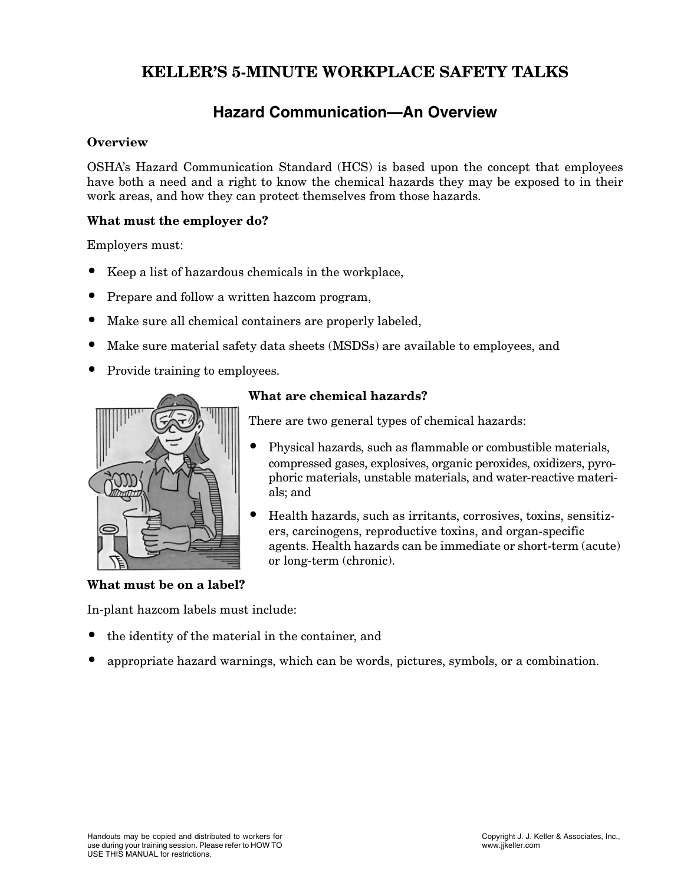# KELLER'S 5-MINUTE WORKPLACE SAFETY TALKS

## Hazard Communication—An Overview

**Overview**

OSHA's Hazard Communication Standard (HCS) is based upon the concept that employees have both a need and a right to know the chemical hazards they may be exposed to in their work areas, and how they can protect themselves from those hazards.

**What must the employer do?**

Employers must:

- Keep a list of hazardous chemicals in the workplace,
- Prepare and follow a written hazcom program,
- Make sure all chemical containers are properly labeled,
- Make sure material safety data sheets (MSDSs) are available to employees, and
- Provide training to employees.

**What are chemical hazards?**

There are two general types of chemical hazards:

- Physical hazards, such as flammable or combustible materials, compressed gases, explosives, organic peroxides, oxidizers, pyrophoric materials, unstable materials, and water-reactive materials; and
- Health hazards, such as irritants, corrosives, toxins, sensitizers, carcinogens, reproductive toxins, and organ-specific agents. Health hazards can be immediate or short-term (acute) or long-term (chronic).

**What must be on a label?**

In-plant hazcom labels must include:

- the identity of the material in the container, and
- appropriate hazard warnings, which can be words, pictures, symbols, or a combination.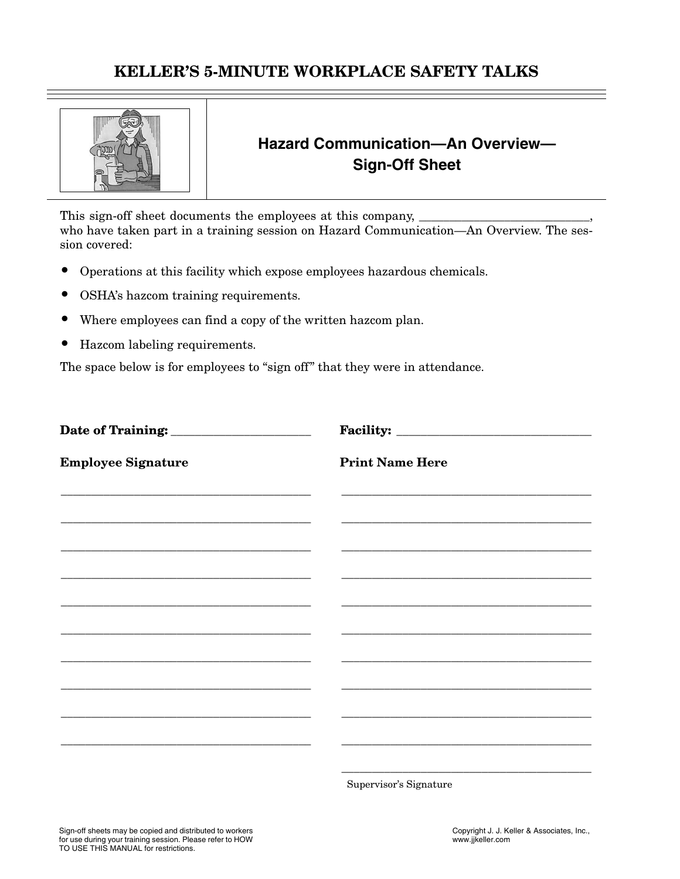# KELLER'S 5-MINUTE WORKPLACE SAFETY TALKS

## Hazard Communication—An Overview—Sign-Off Sheet

This sign-off sheet documents the employees at this company, ___________________________, who have taken part in a training session on Hazard Communication—An Overview. The session covered:

- Operations at this facility which expose employees hazardous chemicals.
- OSHA's hazcom training requirements.
- Where employees can find a copy of the written hazcom plan.
- Hazcom labeling requirements.

The space below is for employees to "sign off" that they were in attendance.

**Date of Training:** ______________________ **Facility:** ______________________________

| **Employee Signature** | **Print Name Here** |
| --- | --- |
| ________________________________________ | ________________________________________ |
| ________________________________________ | ________________________________________ |
| ________________________________________ | ________________________________________ |
| ________________________________________ | ________________________________________ |
| ________________________________________ | ________________________________________ |
| ________________________________________ | ________________________________________ |
| ________________________________________ | ________________________________________ |
| ________________________________________ | ________________________________________ |
| ________________________________________ | ________________________________________ |
| ________________________________________ | ________________________________________ |

________________________________________
Supervisor's Signature

Sign-off sheets may be copied and distributed to workers for use during your training session. Please refer to HOW TO USE THIS MANUAL for restrictions.

Copyright J. J. Keller & Associates, Inc., www.jjkeller.com